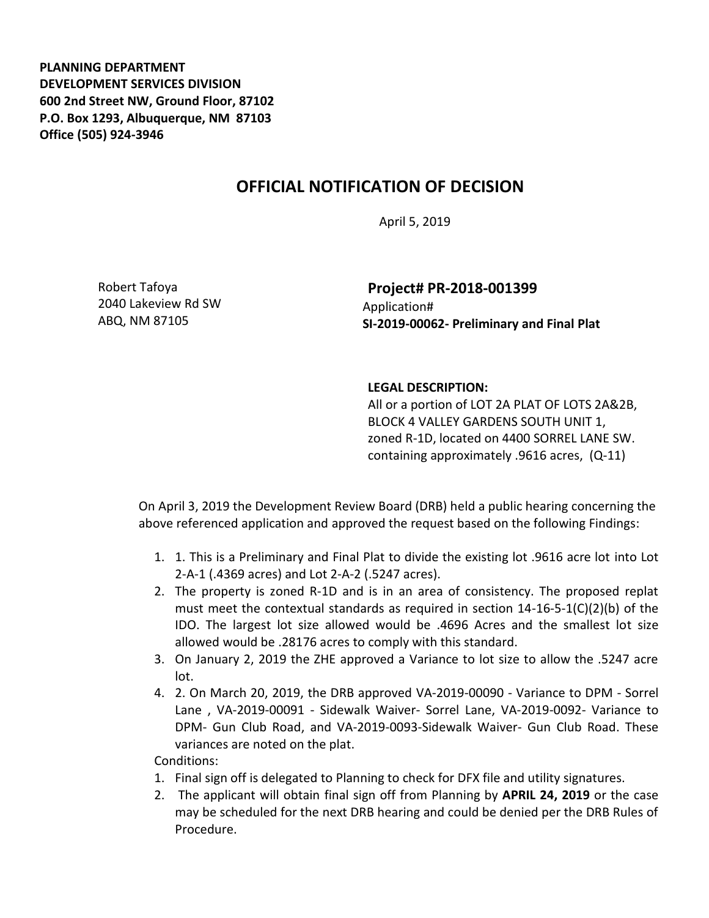**PLANNING DEPARTMENT**
**DEVELOPMENT SERVICES DIVISION**
**600 2nd Street NW, Ground Floor, 87102**
**P.O. Box 1293, Albuquerque, NM 87103**
**Office (505) 924-3946**

# OFFICIAL NOTIFICATION OF DECISION

April 5, 2019

Robert Tafoya
2040 Lakeview Rd SW
ABQ, NM 87105

**Project# PR-2018-001399**
Application#
**SI-2019-00062- Preliminary and Final Plat**

**LEGAL DESCRIPTION:**
All or a portion of LOT 2A PLAT OF LOTS 2A&2B, BLOCK 4 VALLEY GARDENS SOUTH UNIT 1, zoned R-1D, located on 4400 SORREL LANE SW. containing approximately .9616 acres, (Q-11)

On April 3, 2019 the Development Review Board (DRB) held a public hearing concerning the above referenced application and approved the request based on the following Findings:

1. 1. This is a Preliminary and Final Plat to divide the existing lot .9616 acre lot into Lot 2-A-1 (.4369 acres) and Lot 2-A-2 (.5247 acres).
2. The property is zoned R-1D and is in an area of consistency. The proposed replat must meet the contextual standards as required in section 14-16-5-1(C)(2)(b) of the IDO. The largest lot size allowed would be .4696 Acres and the smallest lot size allowed would be .28176 acres to comply with this standard.
3. On January 2, 2019 the ZHE approved a Variance to lot size to allow the .5247 acre lot.
4. 2. On March 20, 2019, the DRB approved VA-2019-00090 - Variance to DPM - Sorrel Lane , VA-2019-00091 - Sidewalk Waiver- Sorrel Lane, VA-2019-0092- Variance to DPM- Gun Club Road, and VA-2019-0093-Sidewalk Waiver- Gun Club Road. These variances are noted on the plat.

Conditions:

1. Final sign off is delegated to Planning to check for DFX file and utility signatures.
2. The applicant will obtain final sign off from Planning by **APRIL 24, 2019** or the case may be scheduled for the next DRB hearing and could be denied per the DRB Rules of Procedure.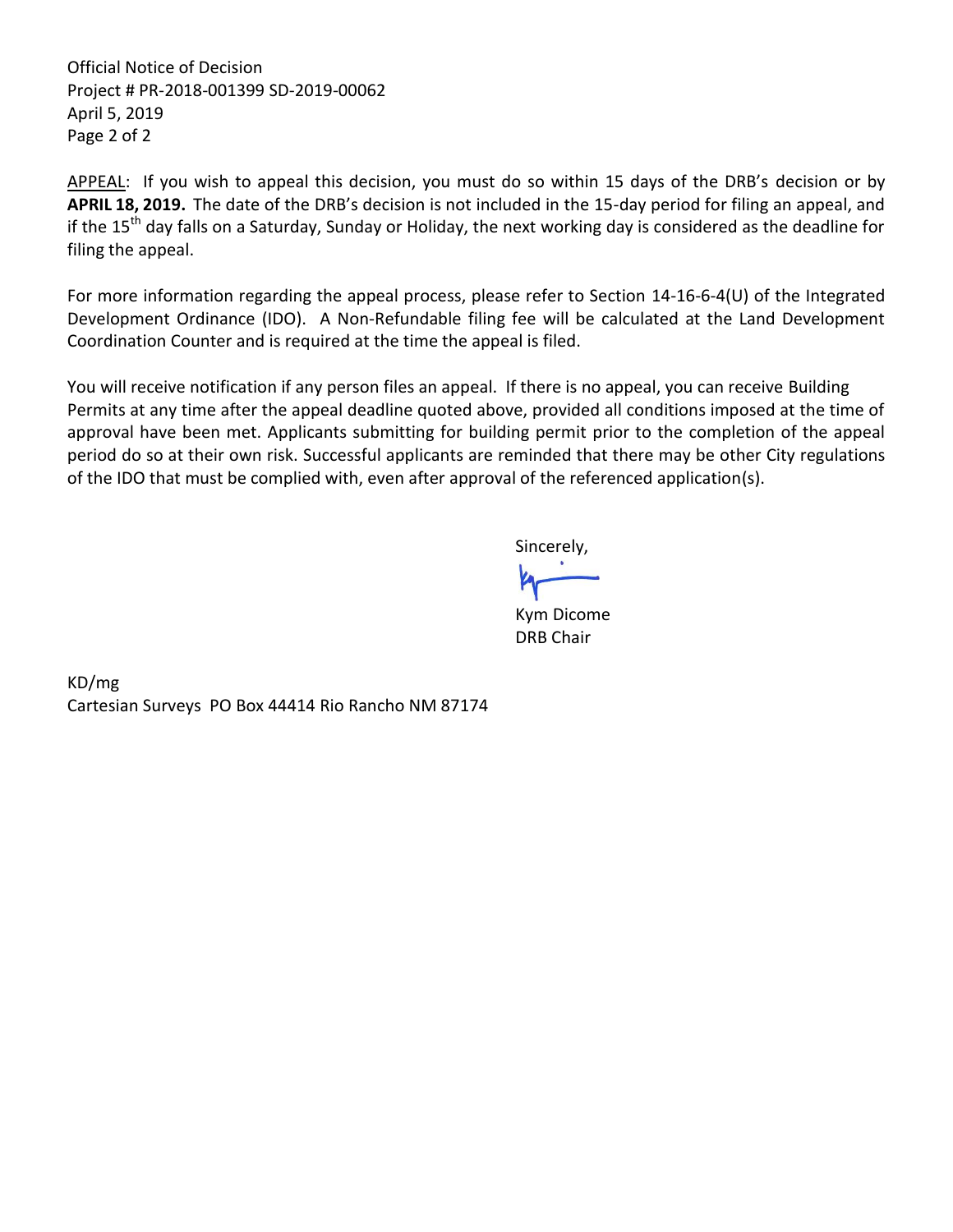Official Notice of Decision
Project # PR-2018-001399 SD-2019-00062
April 5, 2019

APPEAL: If you wish to appeal this decision, you must do so within 15 days of the DRB's decision or by **APRIL 18, 2019.** The date of the DRB's decision is not included in the 15-day period for filing an appeal, and if the 15th day falls on a Saturday, Sunday or Holiday, the next working day is considered as the deadline for filing the appeal.

For more information regarding the appeal process, please refer to Section 14-16-6-4(U) of the Integrated Development Ordinance (IDO). A Non-Refundable filing fee will be calculated at the Land Development Coordination Counter and is required at the time the appeal is filed.

You will receive notification if any person files an appeal. If there is no appeal, you can receive Building Permits at any time after the appeal deadline quoted above, provided all conditions imposed at the time of approval have been met. Applicants submitting for building permit prior to the completion of the appeal period do so at their own risk. Successful applicants are reminded that there may be other City regulations of the IDO that must be complied with, even after approval of the referenced application(s).

Sincerely,

Kym Dicome
DRB Chair

KD/mg
Cartesian Surveys PO Box 44414 Rio Rancho NM 87174